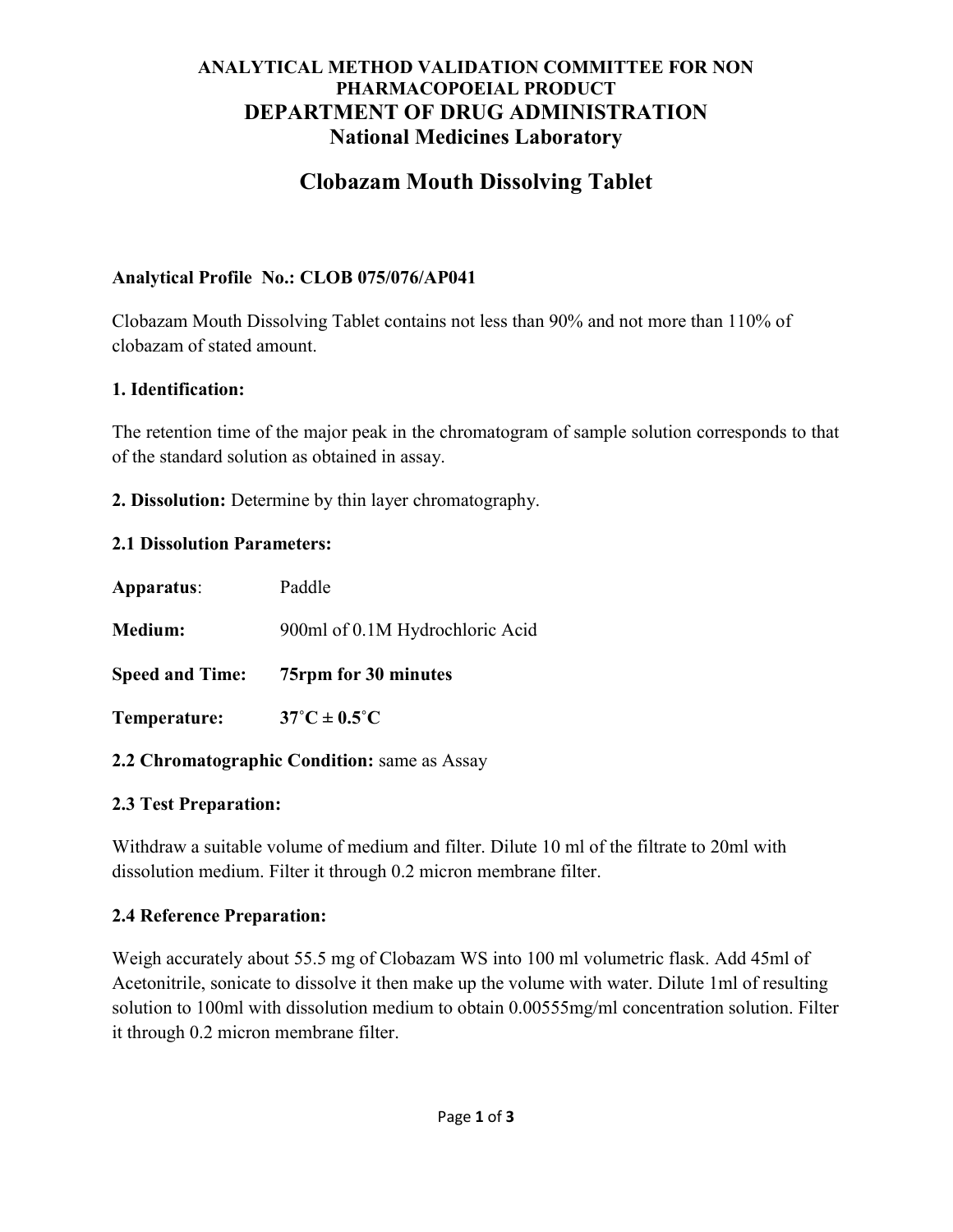**ANALYTICAL METHOD VALIDATION COMMITTEE FOR NON PHARMACOPOEIAL PRODUCT**

**DEPARTMENT OF DRUG ADMINISTRATION**

**National Medicines Laboratory**

# Clobazam Mouth Dissolving Tablet

**Analytical Profile No.: CLOB 075/076/AP041**

Clobazam Mouth Dissolving Tablet contains not less than 90% and not more than 110% of clobazam of stated amount.

**1. Identification:**

The retention time of the major peak in the chromatogram of sample solution corresponds to that of the standard solution as obtained in assay.

**2. Dissolution:** Determine by thin layer chromatography.

**2.1 Dissolution Parameters:**

**Apparatus**: Paddle

**Medium:** 900ml of 0.1M Hydrochloric Acid

**Speed and Time: 75rpm for 30 minutes**

**Temperature: 37˚C ± 0.5˚C**

**2.2 Chromatographic Condition:** same as Assay

**2.3 Test Preparation:**

Withdraw a suitable volume of medium and filter. Dilute 10 ml of the filtrate to 20ml with dissolution medium. Filter it through 0.2 micron membrane filter.

**2.4 Reference Preparation:**

Weigh accurately about 55.5 mg of Clobazam WS into 100 ml volumetric flask. Add 45ml of Acetonitrile, sonicate to dissolve it then make up the volume with water. Dilute 1ml of resulting solution to 100ml with dissolution medium to obtain 0.00555mg/ml concentration solution. Filter it through 0.2 micron membrane filter.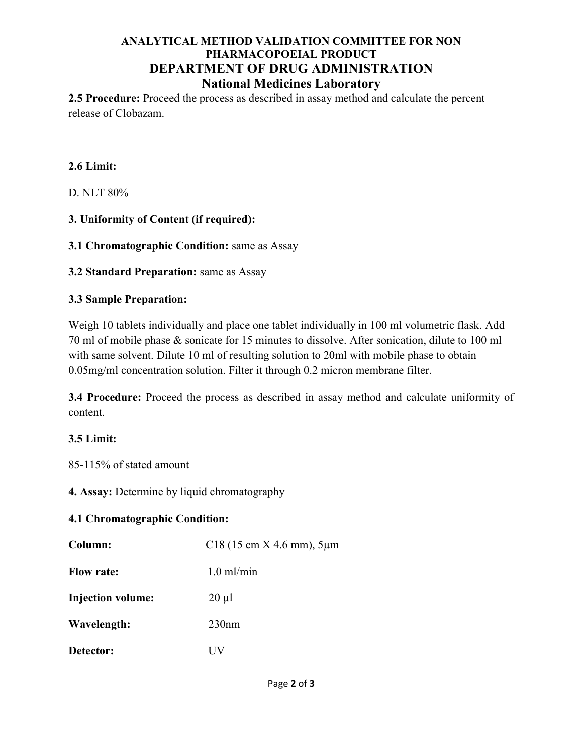**2.5 Procedure:** Proceed the process as described in assay method and calculate the percent release of Clobazam.

**2.6 Limit:**

D. NLT 80%

**3. Uniformity of Content (if required):**

**3.1 Chromatographic Condition:** same as Assay

**3.2 Standard Preparation:** same as Assay

**3.3 Sample Preparation:**

Weigh 10 tablets individually and place one tablet individually in 100 ml volumetric flask. Add 70 ml of mobile phase & sonicate for 15 minutes to dissolve. After sonication, dilute to 100 ml with same solvent. Dilute 10 ml of resulting solution to 20ml with mobile phase to obtain 0.05mg/ml concentration solution. Filter it through 0.2 micron membrane filter.

**3.4 Procedure:** Proceed the process as described in assay method and calculate uniformity of content.

**3.5 Limit:**

85-115% of stated amount

**4. Assay:** Determine by liquid chromatography

**4.1 Chromatographic Condition:**

**Column:** C18 (15 cm X 4.6 mm), 5µm

**Flow rate:** 1.0 ml/min

**Injection volume:** 20 µl

**Wavelength:** 230nm

**Detector:** UV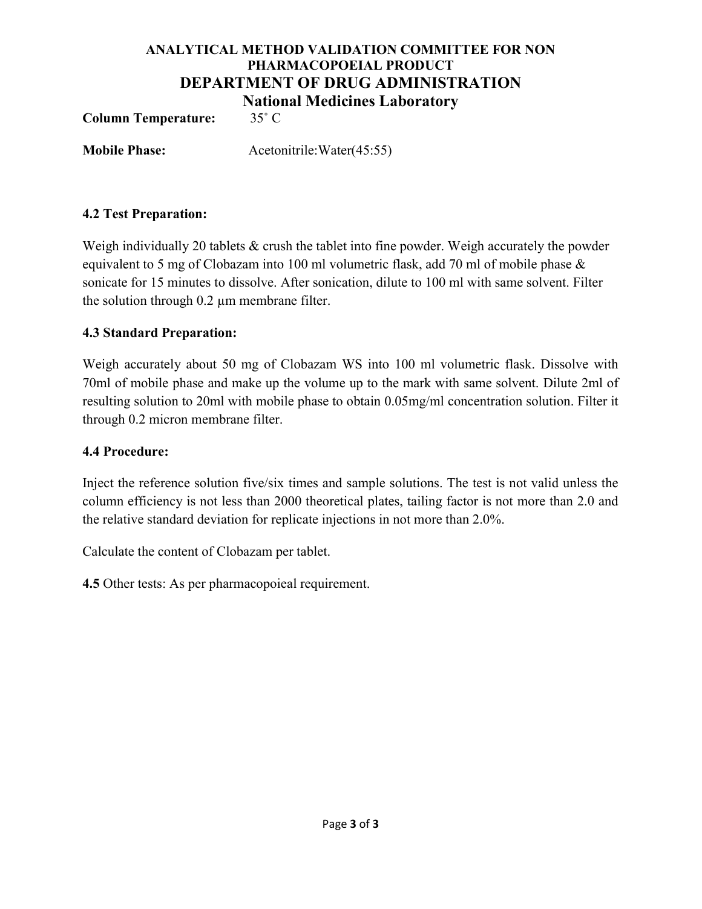**Column Temperature:** 35˚ C

**Mobile Phase:** Acetonitrile:Water(45:55)

**4.2 Test Preparation:**

Weigh individually 20 tablets & crush the tablet into fine powder. Weigh accurately the powder equivalent to 5 mg of Clobazam into 100 ml volumetric flask, add 70 ml of mobile phase & sonicate for 15 minutes to dissolve. After sonication, dilute to 100 ml with same solvent. Filter the solution through 0.2 µm membrane filter.

**4.3 Standard Preparation:**

Weigh accurately about 50 mg of Clobazam WS into 100 ml volumetric flask. Dissolve with 70ml of mobile phase and make up the volume up to the mark with same solvent. Dilute 2ml of resulting solution to 20ml with mobile phase to obtain 0.05mg/ml concentration solution. Filter it through 0.2 micron membrane filter.

**4.4 Procedure:**

Inject the reference solution five/six times and sample solutions. The test is not valid unless the column efficiency is not less than 2000 theoretical plates, tailing factor is not more than 2.0 and the relative standard deviation for replicate injections in not more than 2.0%.

Calculate the content of Clobazam per tablet.

**4.5** Other tests: As per pharmacopoieal requirement.